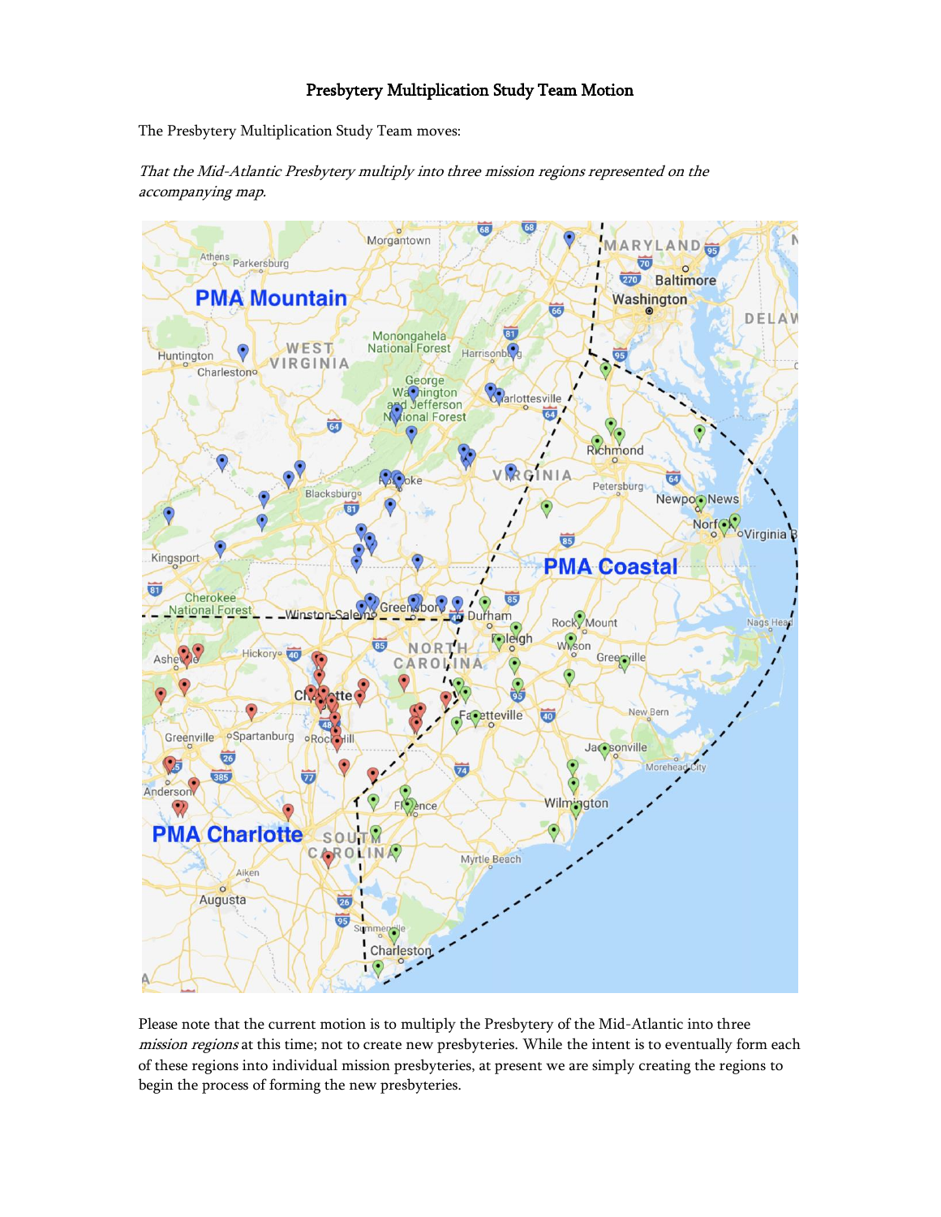# Presbytery Multiplication Study Team Motion

The Presbytery Multiplication Study Team moves:

*That the Mid-Atlantic Presbytery multiply into three mission regions represented on the accompanying map.*

Please note that the current motion is to multiply the Presbytery of the Mid-Atlantic into three *mission regions* at this time; not to create new presbyteries. While the intent is to eventually form each of these regions into individual mission presbyteries, at present we are simply creating the regions to begin the process of forming the new presbyteries.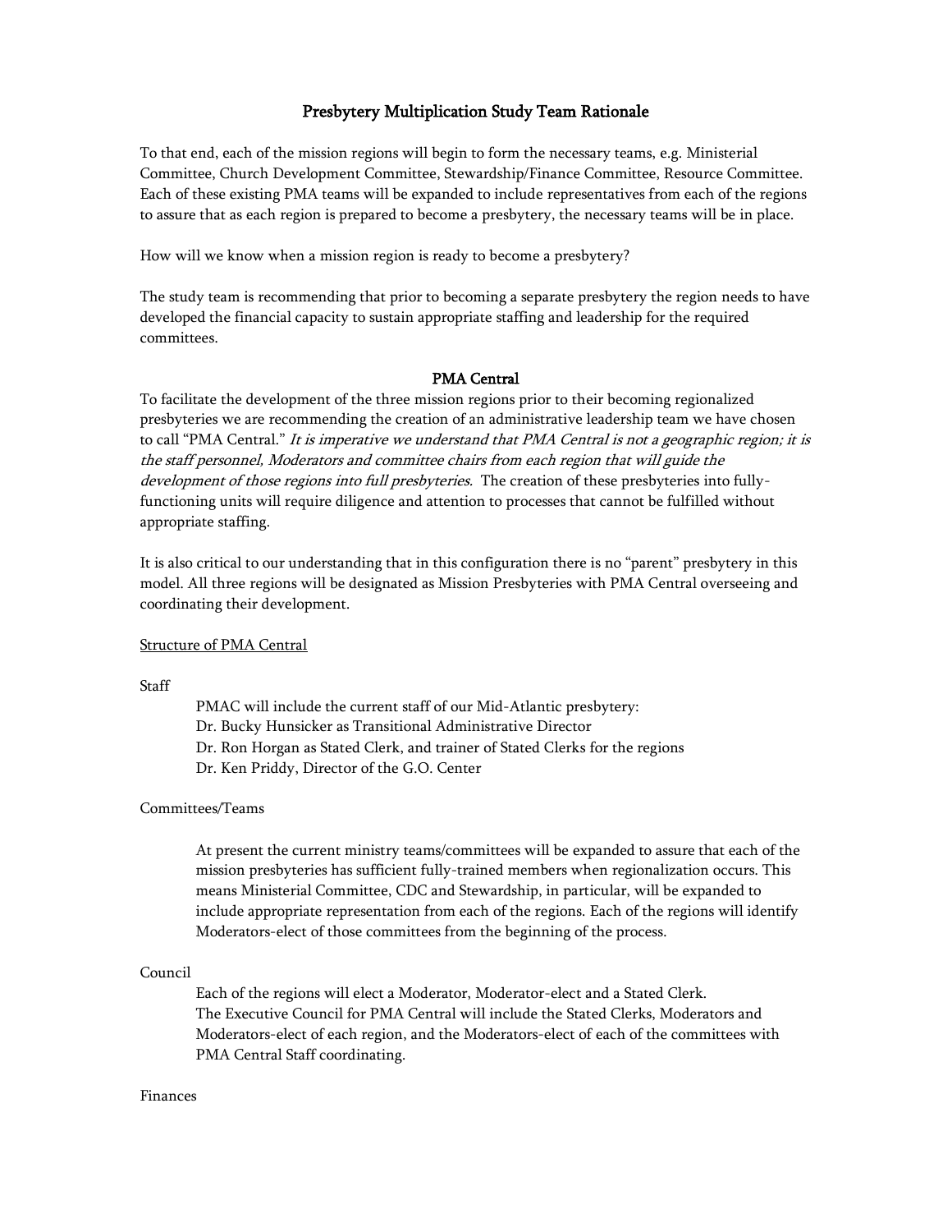# Presbytery Multiplication Study Team Rationale

To that end, each of the mission regions will begin to form the necessary teams, e.g. Ministerial Committee, Church Development Committee, Stewardship/Finance Committee, Resource Committee. Each of these existing PMA teams will be expanded to include representatives from each of the regions to assure that as each region is prepared to become a presbytery, the necessary teams will be in place.

How will we know when a mission region is ready to become a presbytery?

The study team is recommending that prior to becoming a separate presbytery the region needs to have developed the financial capacity to sustain appropriate staffing and leadership for the required committees.

## PMA Central

To facilitate the development of the three mission regions prior to their becoming regionalized presbyteries we are recommending the creation of an administrative leadership team we have chosen to call "PMA Central." *It is imperative we understand that PMA Central is not a geographic region; it is the staff personnel, Moderators and committee chairs from each region that will guide the development of those regions into full presbyteries.* The creation of these presbyteries into fully-functioning units will require diligence and attention to processes that cannot be fulfilled without appropriate staffing.

It is also critical to our understanding that in this configuration there is no "parent" presbytery in this model. All three regions will be designated as Mission Presbyteries with PMA Central overseeing and coordinating their development.

<u>Structure of PMA Central</u>

Staff

PMAC will include the current staff of our Mid-Atlantic presbytery:
Dr. Bucky Hunsicker as Transitional Administrative Director
Dr. Ron Horgan as Stated Clerk, and trainer of Stated Clerks for the regions
Dr. Ken Priddy, Director of the G.O. Center

Committees/Teams

At present the current ministry teams/committees will be expanded to assure that each of the mission presbyteries has sufficient fully-trained members when regionalization occurs. This means Ministerial Committee, CDC and Stewardship, in particular, will be expanded to include appropriate representation from each of the regions. Each of the regions will identify Moderators-elect of those committees from the beginning of the process.

Council

Each of the regions will elect a Moderator, Moderator-elect and a Stated Clerk.
The Executive Council for PMA Central will include the Stated Clerks, Moderators and Moderators-elect of each region, and the Moderators-elect of each of the committees with PMA Central Staff coordinating.

Finances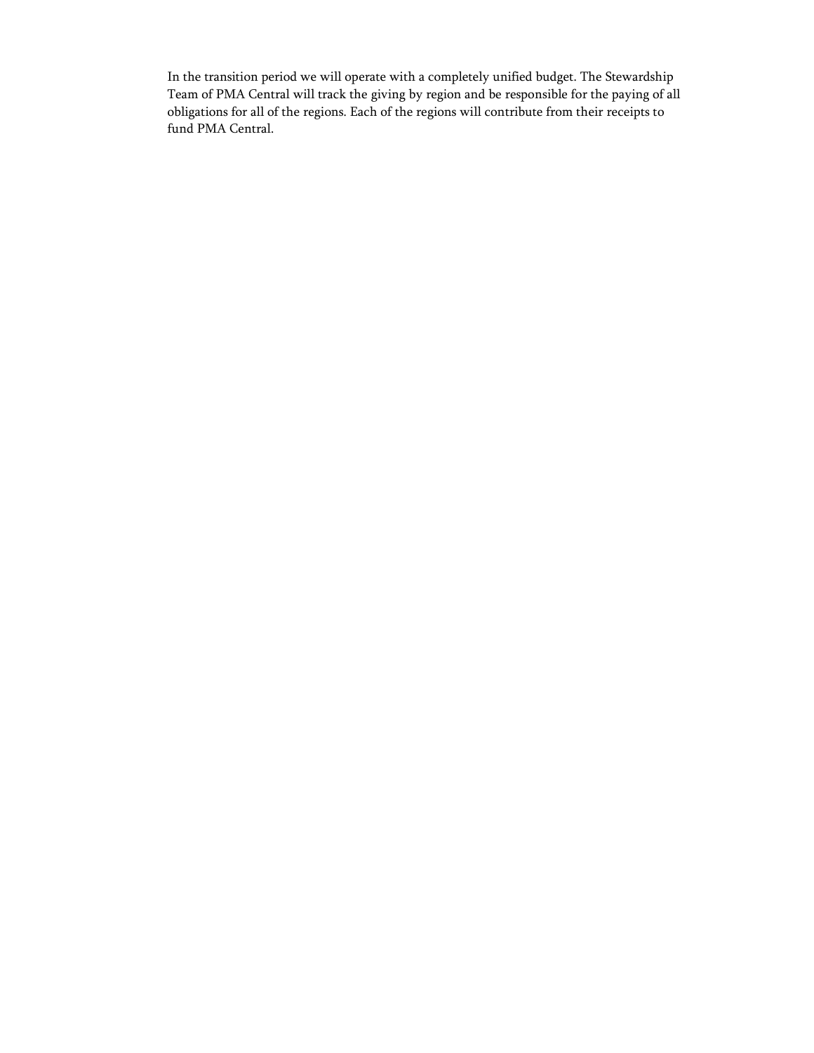In the transition period we will operate with a completely unified budget. The Stewardship Team of PMA Central will track the giving by region and be responsible for the paying of all obligations for all of the regions. Each of the regions will contribute from their receipts to fund PMA Central.